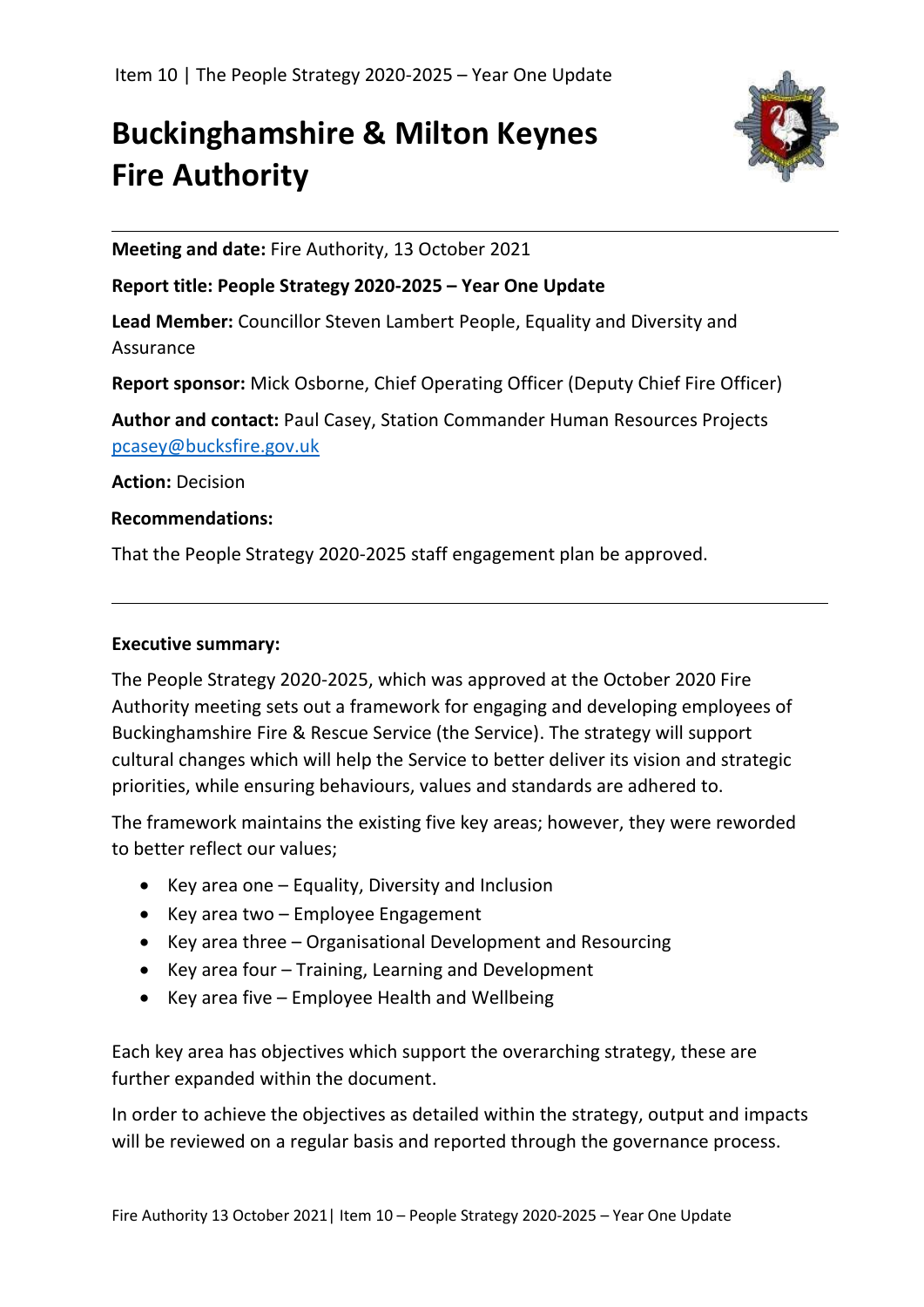# Buckinghamshire & Milton Keynes Fire Authority

**Meeting and date:** Fire Authority, 13 October 2021

**Report title: People Strategy 2020-2025 – Year One Update**

**Lead Member:** Councillor Steven Lambert People, Equality and Diversity and Assurance

**Report sponsor:** Mick Osborne, Chief Operating Officer (Deputy Chief Fire Officer)

**Author and contact:** Paul Casey, Station Commander Human Resources Projects pcasey@bucksfire.gov.uk

**Action:** Decision

**Recommendations:**

That the People Strategy 2020-2025 staff engagement plan be approved.

---

**Executive summary:**

The People Strategy 2020-2025, which was approved at the October 2020 Fire Authority meeting sets out a framework for engaging and developing employees of Buckinghamshire Fire & Rescue Service (the Service). The strategy will support cultural changes which will help the Service to better deliver its vision and strategic priorities, while ensuring behaviours, values and standards are adhered to.

The framework maintains the existing five key areas; however, they were reworded to better reflect our values;

- Key area one – Equality, Diversity and Inclusion
- Key area two – Employee Engagement
- Key area three – Organisational Development and Resourcing
- Key area four – Training, Learning and Development
- Key area five – Employee Health and Wellbeing

Each key area has objectives which support the overarching strategy, these are further expanded within the document.

In order to achieve the objectives as detailed within the strategy, output and impacts will be reviewed on a regular basis and reported through the governance process.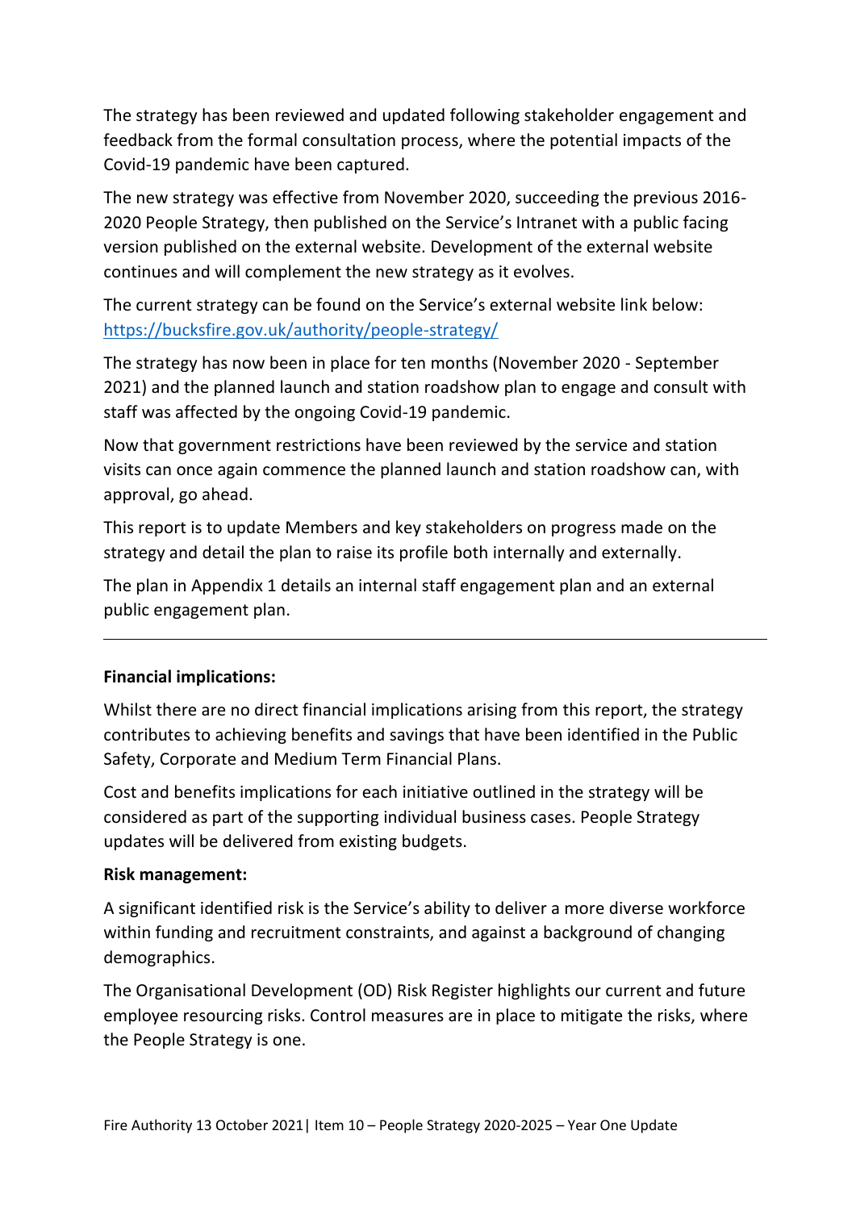The strategy has been reviewed and updated following stakeholder engagement and feedback from the formal consultation process, where the potential impacts of the Covid-19 pandemic have been captured.

The new strategy was effective from November 2020, succeeding the previous 2016-2020 People Strategy, then published on the Service's Intranet with a public facing version published on the external website. Development of the external website continues and will complement the new strategy as it evolves.

The current strategy can be found on the Service's external website link below: https://bucksfire.gov.uk/authority/people-strategy/

The strategy has now been in place for ten months (November 2020 - September 2021) and the planned launch and station roadshow plan to engage and consult with staff was affected by the ongoing Covid-19 pandemic.

Now that government restrictions have been reviewed by the service and station visits can once again commence the planned launch and station roadshow can, with approval, go ahead.

This report is to update Members and key stakeholders on progress made on the strategy and detail the plan to raise its profile both internally and externally.

The plan in Appendix 1 details an internal staff engagement plan and an external public engagement plan.

---

**Financial implications:**

Whilst there are no direct financial implications arising from this report, the strategy contributes to achieving benefits and savings that have been identified in the Public Safety, Corporate and Medium Term Financial Plans.

Cost and benefits implications for each initiative outlined in the strategy will be considered as part of the supporting individual business cases. People Strategy updates will be delivered from existing budgets.

**Risk management:**

A significant identified risk is the Service's ability to deliver a more diverse workforce within funding and recruitment constraints, and against a background of changing demographics.

The Organisational Development (OD) Risk Register highlights our current and future employee resourcing risks. Control measures are in place to mitigate the risks, where the People Strategy is one.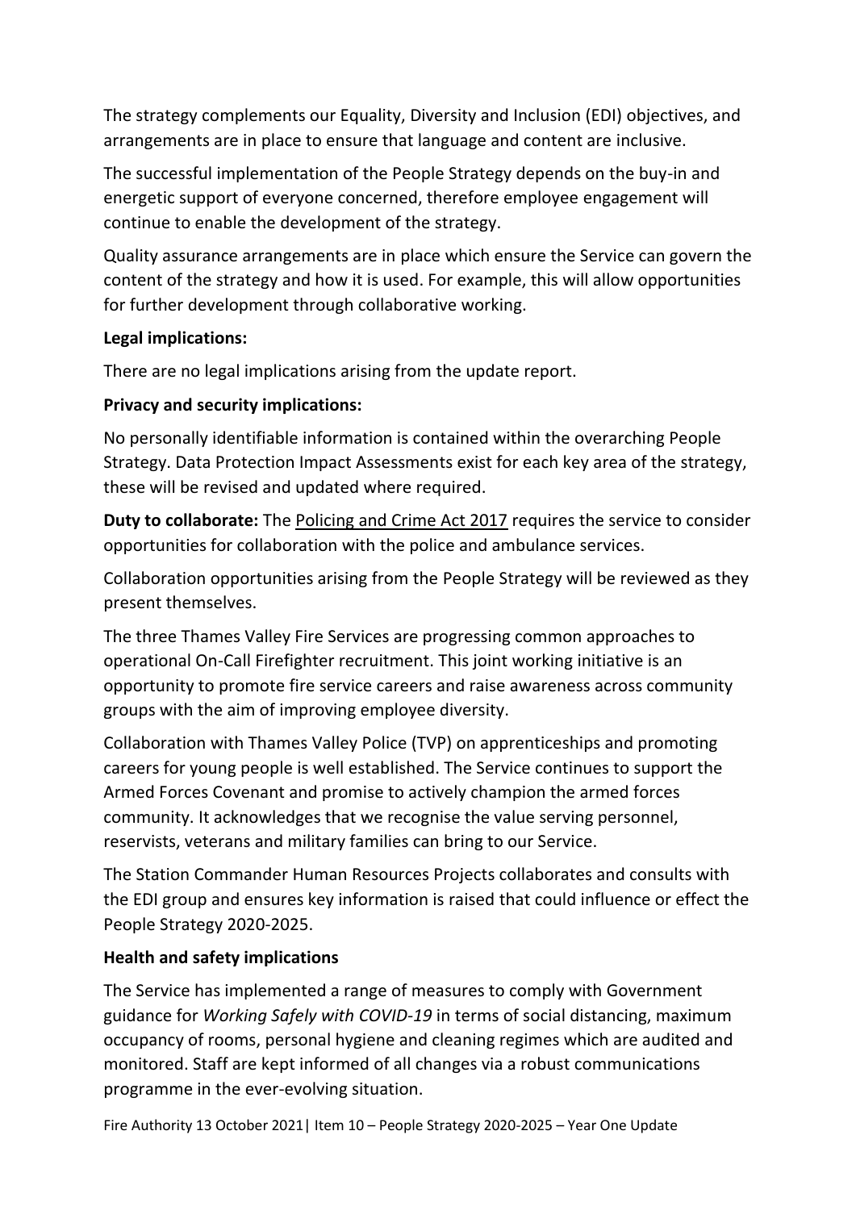The strategy complements our Equality, Diversity and Inclusion (EDI) objectives, and arrangements are in place to ensure that language and content are inclusive.

The successful implementation of the People Strategy depends on the buy-in and energetic support of everyone concerned, therefore employee engagement will continue to enable the development of the strategy.

Quality assurance arrangements are in place which ensure the Service can govern the content of the strategy and how it is used. For example, this will allow opportunities for further development through collaborative working.

**Legal implications:**

There are no legal implications arising from the update report.

**Privacy and security implications:**

No personally identifiable information is contained within the overarching People Strategy. Data Protection Impact Assessments exist for each key area of the strategy, these will be revised and updated where required.

**Duty to collaborate:** The Policing and Crime Act 2017 requires the service to consider opportunities for collaboration with the police and ambulance services.

Collaboration opportunities arising from the People Strategy will be reviewed as they present themselves.

The three Thames Valley Fire Services are progressing common approaches to operational On-Call Firefighter recruitment. This joint working initiative is an opportunity to promote fire service careers and raise awareness across community groups with the aim of improving employee diversity.

Collaboration with Thames Valley Police (TVP) on apprenticeships and promoting careers for young people is well established. The Service continues to support the Armed Forces Covenant and promise to actively champion the armed forces community. It acknowledges that we recognise the value serving personnel, reservists, veterans and military families can bring to our Service.

The Station Commander Human Resources Projects collaborates and consults with the EDI group and ensures key information is raised that could influence or effect the People Strategy 2020-2025.

**Health and safety implications**

The Service has implemented a range of measures to comply with Government guidance for *Working Safely with COVID-19* in terms of social distancing, maximum occupancy of rooms, personal hygiene and cleaning regimes which are audited and monitored. Staff are kept informed of all changes via a robust communications programme in the ever-evolving situation.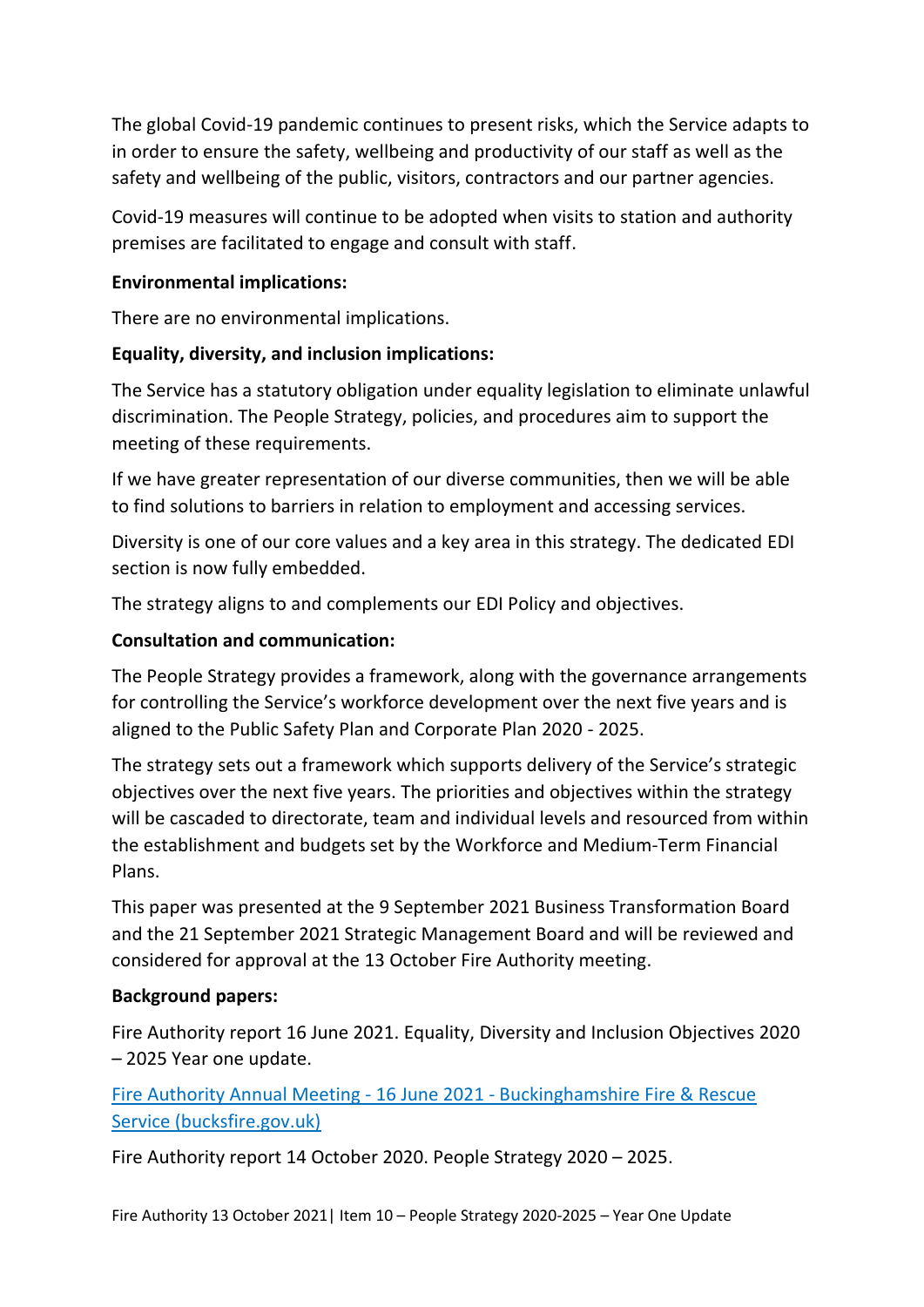The global Covid-19 pandemic continues to present risks, which the Service adapts to in order to ensure the safety, wellbeing and productivity of our staff as well as the safety and wellbeing of the public, visitors, contractors and our partner agencies.

Covid-19 measures will continue to be adopted when visits to station and authority premises are facilitated to engage and consult with staff.

**Environmental implications:**

There are no environmental implications.

**Equality, diversity, and inclusion implications:**

The Service has a statutory obligation under equality legislation to eliminate unlawful discrimination. The People Strategy, policies, and procedures aim to support the meeting of these requirements.

If we have greater representation of our diverse communities, then we will be able to find solutions to barriers in relation to employment and accessing services.

Diversity is one of our core values and a key area in this strategy. The dedicated EDI section is now fully embedded.

The strategy aligns to and complements our EDI Policy and objectives.

**Consultation and communication:**

The People Strategy provides a framework, along with the governance arrangements for controlling the Service's workforce development over the next five years and is aligned to the Public Safety Plan and Corporate Plan 2020 - 2025.

The strategy sets out a framework which supports delivery of the Service's strategic objectives over the next five years. The priorities and objectives within the strategy will be cascaded to directorate, team and individual levels and resourced from within the establishment and budgets set by the Workforce and Medium-Term Financial Plans.

This paper was presented at the 9 September 2021 Business Transformation Board and the 21 September 2021 Strategic Management Board and will be reviewed and considered for approval at the 13 October Fire Authority meeting.

**Background papers:**

Fire Authority report 16 June 2021. Equality, Diversity and Inclusion Objectives 2020 – 2025 Year one update.

[Fire Authority Annual Meeting - 16 June 2021 - Buckinghamshire Fire & Rescue Service (bucksfire.gov.uk)]

Fire Authority report 14 October 2020. People Strategy 2020 – 2025.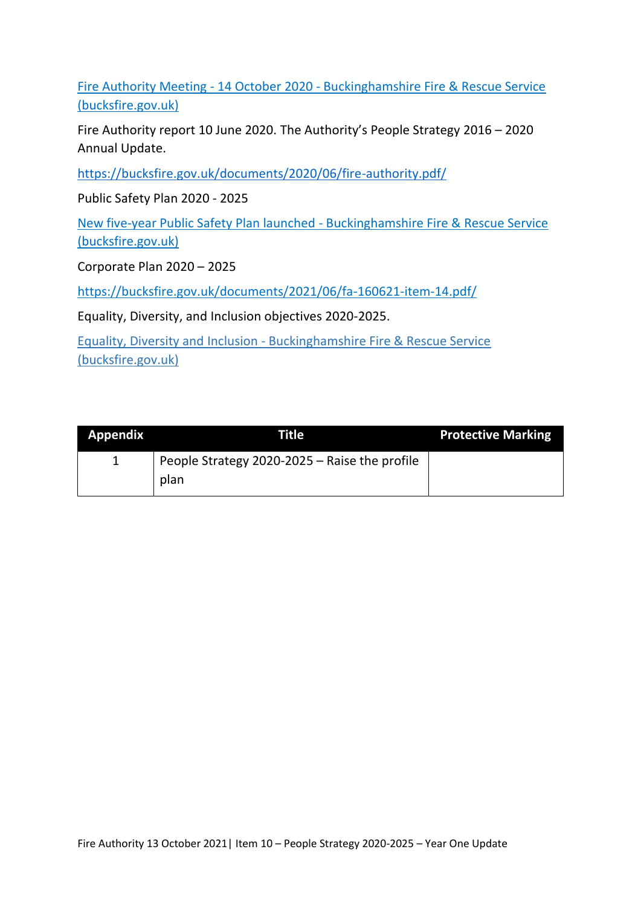[Fire Authority Meeting - 14 October 2020 - Buckinghamshire Fire & Rescue Service (bucksfire.gov.uk)]

Fire Authority report 10 June 2020. The Authority's People Strategy 2016 – 2020 Annual Update.

https://bucksfire.gov.uk/documents/2020/06/fire-authority.pdf/

Public Safety Plan 2020 - 2025

[New five-year Public Safety Plan launched - Buckinghamshire Fire & Rescue Service (bucksfire.gov.uk)]

Corporate Plan 2020 – 2025

https://bucksfire.gov.uk/documents/2021/06/fa-160621-item-14.pdf/

Equality, Diversity, and Inclusion objectives 2020-2025.

[Equality, Diversity and Inclusion - Buckinghamshire Fire & Rescue Service (bucksfire.gov.uk)]

| Appendix | Title | Protective Marking |
|---|---|---|
| 1 | People Strategy 2020-2025 – Raise the profile plan | |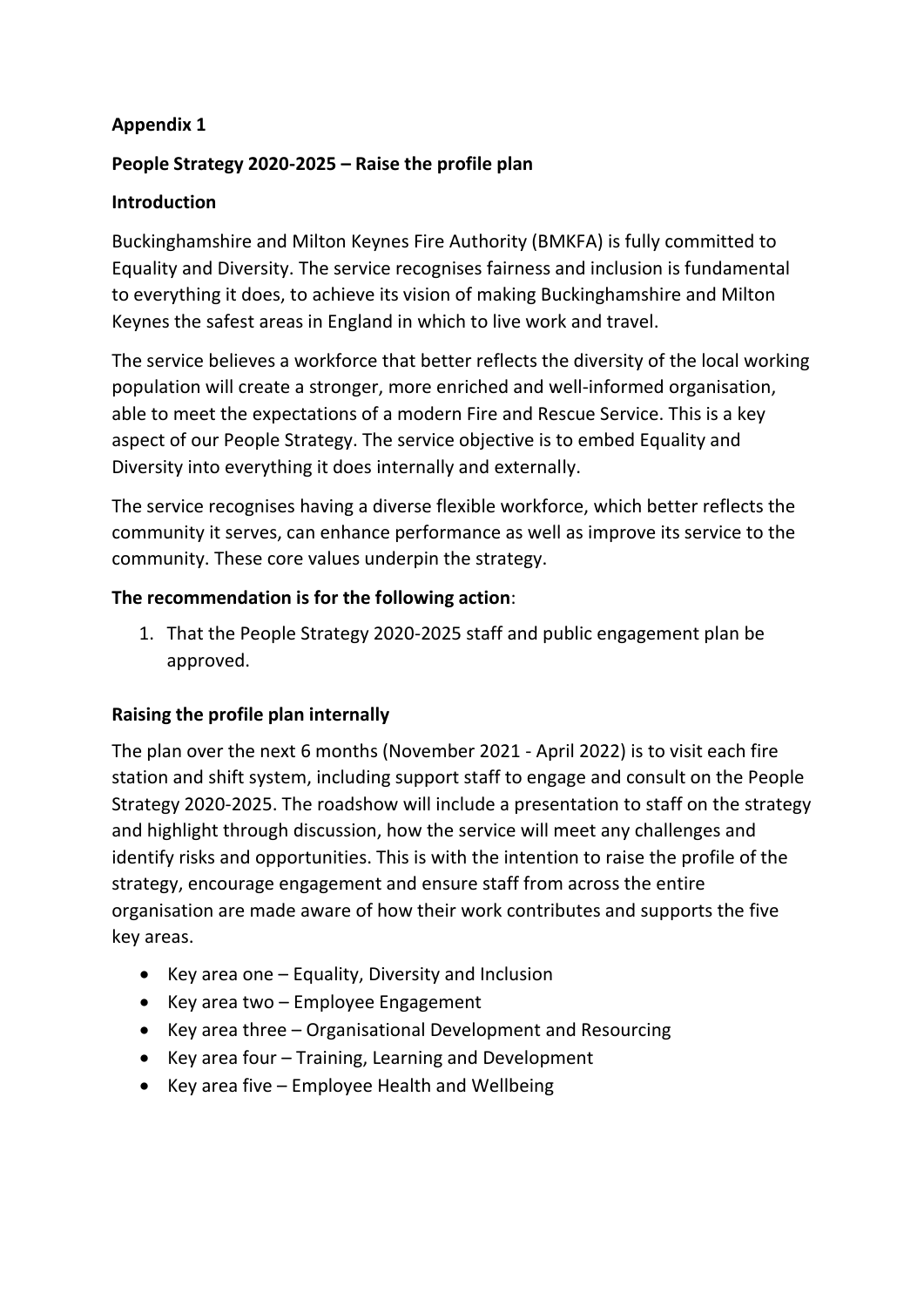**Appendix 1**

**People Strategy 2020-2025 – Raise the profile plan**

**Introduction**

Buckinghamshire and Milton Keynes Fire Authority (BMKFA) is fully committed to Equality and Diversity. The service recognises fairness and inclusion is fundamental to everything it does, to achieve its vision of making Buckinghamshire and Milton Keynes the safest areas in England in which to live work and travel.

The service believes a workforce that better reflects the diversity of the local working population will create a stronger, more enriched and well-informed organisation, able to meet the expectations of a modern Fire and Rescue Service. This is a key aspect of our People Strategy. The service objective is to embed Equality and Diversity into everything it does internally and externally.

The service recognises having a diverse flexible workforce, which better reflects the community it serves, can enhance performance as well as improve its service to the community. These core values underpin the strategy.

**The recommendation is for the following action**:

1. That the People Strategy 2020-2025 staff and public engagement plan be approved.

**Raising the profile plan internally**

The plan over the next 6 months (November 2021 - April 2022) is to visit each fire station and shift system, including support staff to engage and consult on the People Strategy 2020-2025. The roadshow will include a presentation to staff on the strategy and highlight through discussion, how the service will meet any challenges and identify risks and opportunities. This is with the intention to raise the profile of the strategy, encourage engagement and ensure staff from across the entire organisation are made aware of how their work contributes and supports the five key areas.

- Key area one – Equality, Diversity and Inclusion
- Key area two – Employee Engagement
- Key area three – Organisational Development and Resourcing
- Key area four – Training, Learning and Development
- Key area five – Employee Health and Wellbeing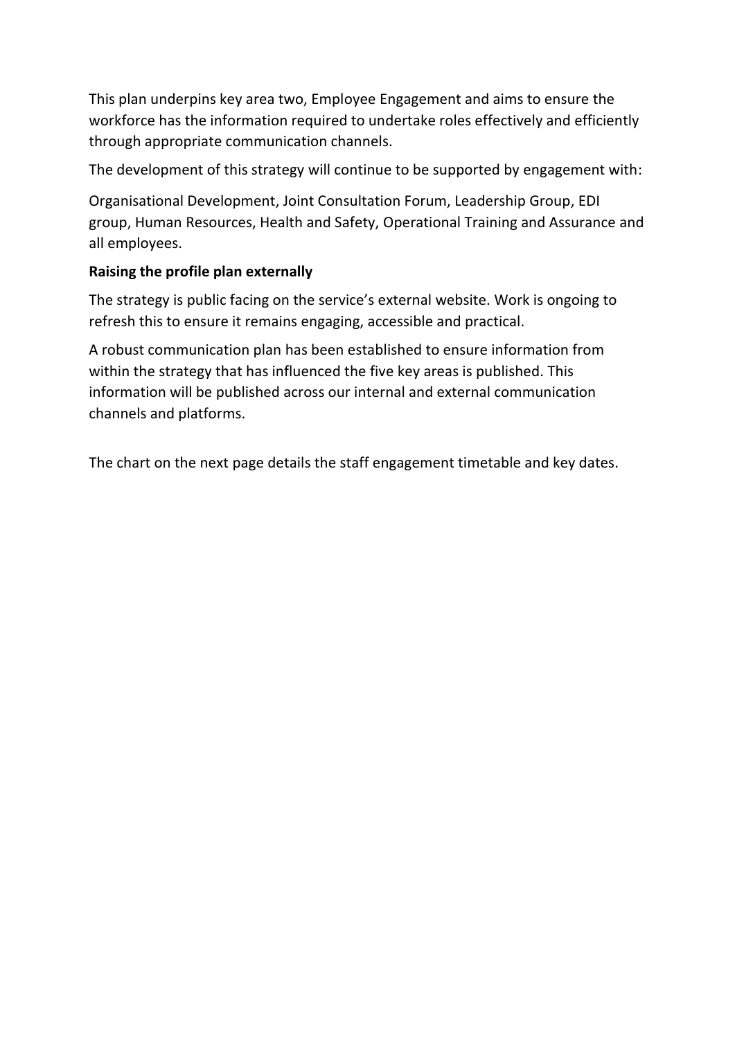This plan underpins key area two, Employee Engagement and aims to ensure the workforce has the information required to undertake roles effectively and efficiently through appropriate communication channels.

The development of this strategy will continue to be supported by engagement with:

Organisational Development, Joint Consultation Forum, Leadership Group, EDI group, Human Resources, Health and Safety, Operational Training and Assurance and all employees.

**Raising the profile plan externally**

The strategy is public facing on the service's external website. Work is ongoing to refresh this to ensure it remains engaging, accessible and practical.

A robust communication plan has been established to ensure information from within the strategy that has influenced the five key areas is published. This information will be published across our internal and external communication channels and platforms.

The chart on the next page details the staff engagement timetable and key dates.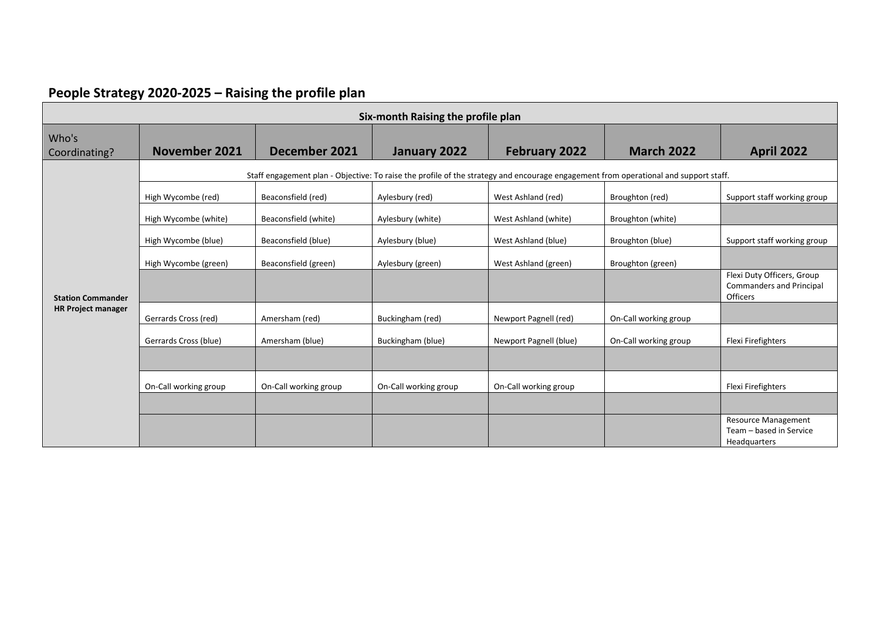## People Strategy 2020-2025 – Raising the profile plan

| Six-month Raising the profile plan | | | | | | |
|---|---|---|---|---|---|---|
| Who's Coordinating? | **November 2021** | **December 2021** | **January 2022** | **February 2022** | **March 2022** | **April 2022** |
| **Station Commander HR Project manager** | Staff engagement plan - Objective: To raise the profile of the strategy and encourage engagement from operational and support staff. | | | | | |
| | High Wycombe (red) | Beaconsfield (red) | Aylesbury (red) | West Ashland (red) | Broughton (red) | Support staff working group |
| | High Wycombe (white) | Beaconsfield (white) | Aylesbury (white) | West Ashland (white) | Broughton (white) | |
| | High Wycombe (blue) | Beaconsfield (blue) | Aylesbury (blue) | West Ashland (blue) | Broughton (blue) | Support staff working group |
| | High Wycombe (green) | Beaconsfield (green) | Aylesbury (green) | West Ashland (green) | Broughton (green) | |
| | | | | | | Flexi Duty Officers, Group Commanders and Principal Officers |
| | Gerrards Cross (red) | Amersham (red) | Buckingham (red) | Newport Pagnell (red) | On-Call working group | |
| | Gerrards Cross (blue) | Amersham (blue) | Buckingham (blue) | Newport Pagnell (blue) | On-Call working group | Flexi Firefighters |
| | | | | | | |
| | On-Call working group | On-Call working group | On-Call working group | On-Call working group | | Flexi Firefighters |
| | | | | | | |
| | | | | | | Resource Management Team – based in Service Headquarters |